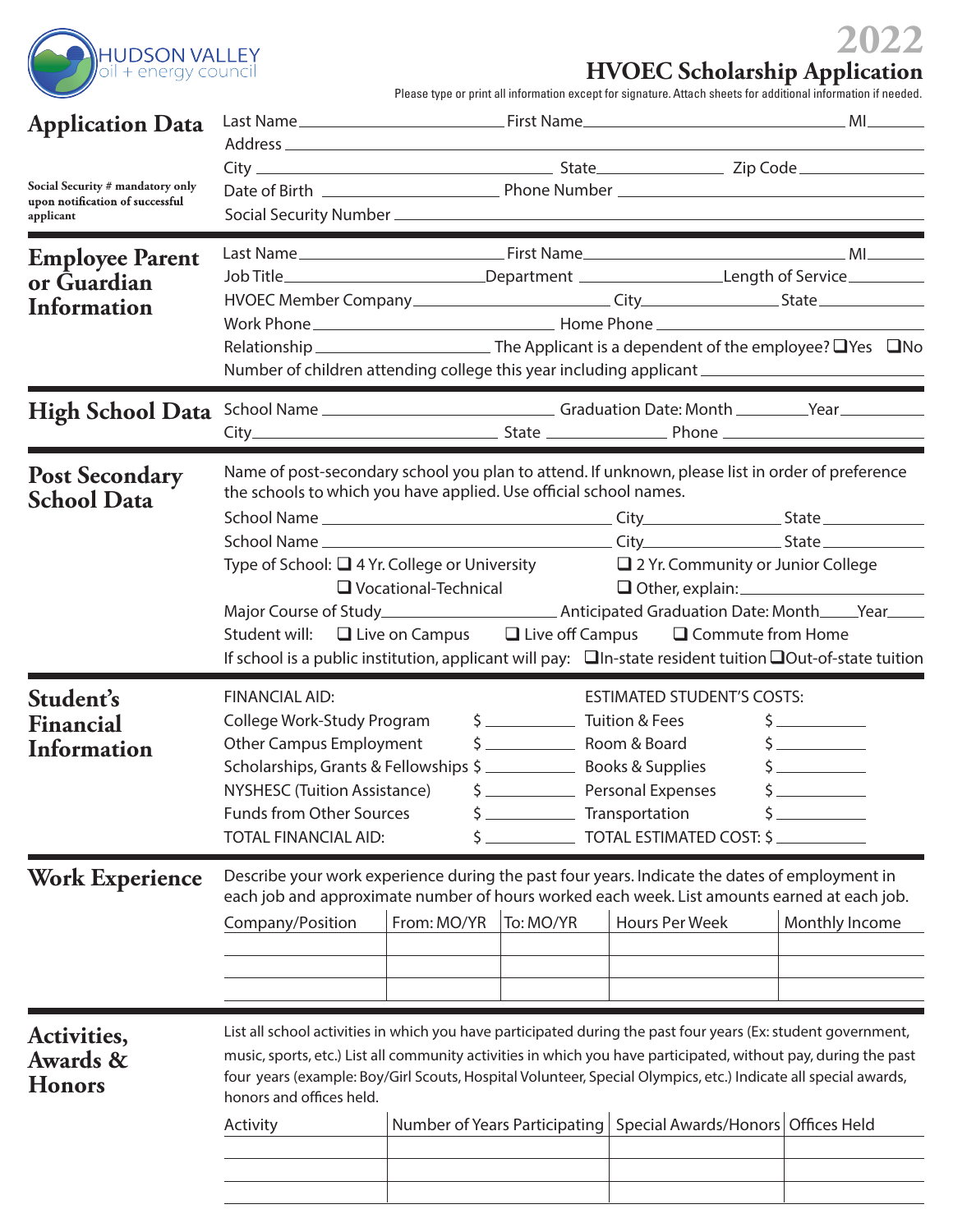HUDSON VALLEY oil + energy council

# 2022
# HVOEC Scholarship Application

Please type or print all information except for signature. Attach sheets for additional information if needed.

## Application Data

**Social Security # mandatory only upon notification of successful applicant**

Last Name ____________ First Name ____________ MI ______

Address ____________

City ____________ State ____________ Zip Code ____________

Date of Birth ____________ Phone Number ____________

Social Security Number ____________

## Employee Parent or Guardian Information

Last Name ____________ First Name ____________ MI ______

Job Title ____________ Department ____________ Length of Service ____________

HVOEC Member Company ____________ City ____________ State ____________

Work Phone ____________ Home Phone ____________

Relationship ____________ The Applicant is a dependent of the employee? ❑ Yes ❑ No

Number of children attending college this year including applicant ____________

## High School Data

School Name ____________ Graduation Date: Month ______ Year ______

City ____________ State ____________ Phone ____________

## Post Secondary School Data

Name of post-secondary school you plan to attend. If unknown, please list in order of preference the schools to which you have applied. Use official school names.

School Name ____________ City ____________ State ____________

School Name ____________ City ____________ State ____________

Type of School: ❑ 4 Yr. College or University ❑ 2 Yr. Community or Junior College

❑ Vocational-Technical ❑ Other, explain: ____________

Major Course of Study ____________ Anticipated Graduation Date: Month ______ Year ______

Student will: ❑ Live on Campus ❑ Live off Campus ❑ Commute from Home

If school is a public institution, applicant will pay: ❑ In-state resident tuition ❑ Out-of-state tuition

## Student's Financial Information

| FINANCIAL AID: | | ESTIMATED STUDENT'S COSTS: | |
|---|---|---|---|
| College Work-Study Program | $ | Tuition & Fees | $ |
| Other Campus Employment | $ | Room & Board | $ |
| Scholarships, Grants & Fellowships | $ | Books & Supplies | $ |
| NYSHESC (Tuition Assistance) | $ | Personal Expenses | $ |
| Funds from Other Sources | $ | Transportation | $ |
| TOTAL FINANCIAL AID: | $ | TOTAL ESTIMATED COST: | $ |

## Work Experience

Describe your work experience during the past four years. Indicate the dates of employment in each job and approximate number of hours worked each week. List amounts earned at each job.

| Company/Position | From: MO/YR | To: MO/YR | Hours Per Week | Monthly Income |
|---|---|---|---|---|
| | | | | |
| | | | | |
| | | | | |

## Activities, Awards & Honors

List all school activities in which you have participated during the past four years (Ex: student government, music, sports, etc.) List all community activities in which you have participated, without pay, during the past four years (example: Boy/Girl Scouts, Hospital Volunteer, Special Olympics, etc.) Indicate all special awards, honors and offices held.

| Activity | Number of Years Participating | Special Awards/Honors | Offices Held |
|---|---|---|---|
| | | | |
| | | | |
| | | | |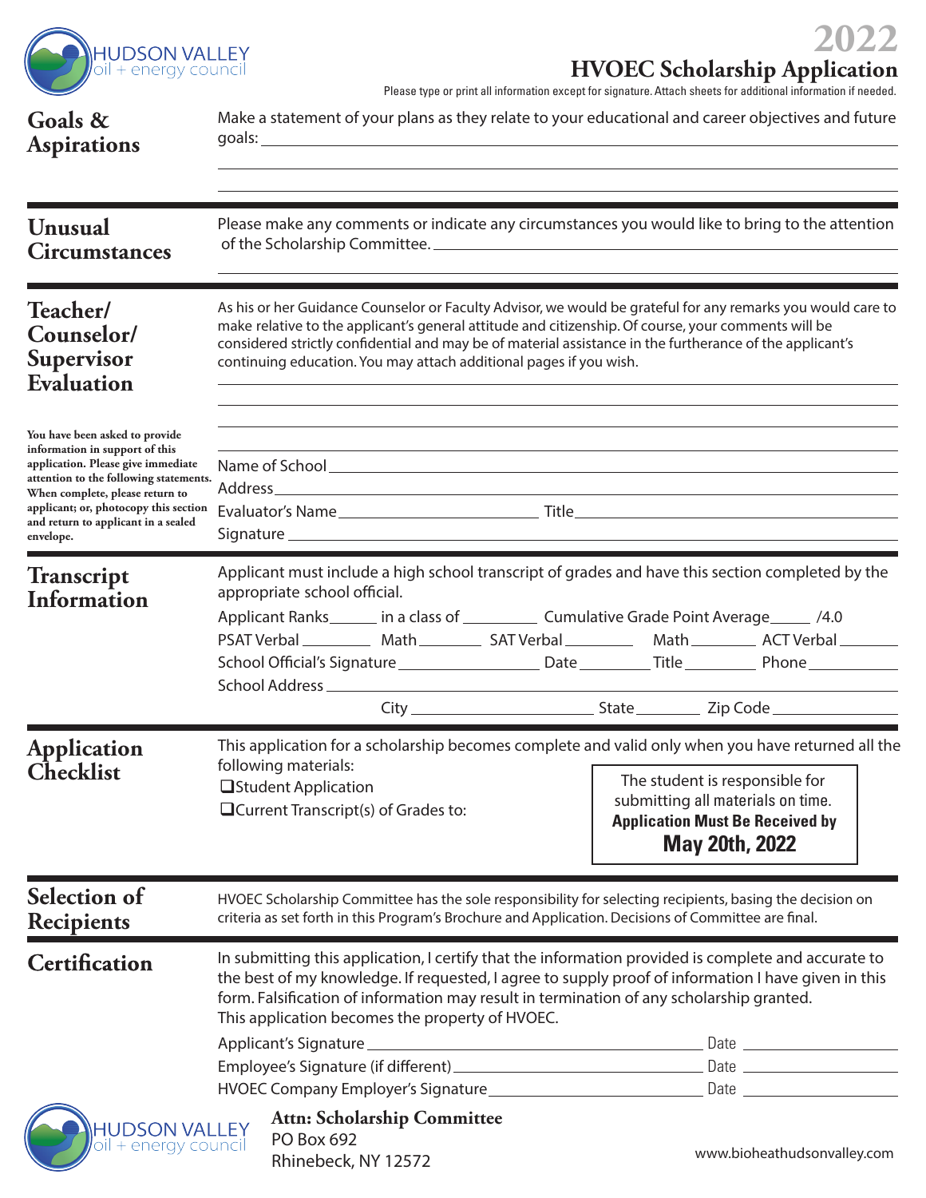HUDSON VALLEY oil + energy council

# 2022 HVOEC Scholarship Application

Please type or print all information except for signature. Attach sheets for additional information if needed.

## Goals & Aspirations

Make a statement of your plans as they relate to your educational and career objectives and future goals: ___

## Unusual Circumstances

Please make any comments or indicate any circumstances you would like to bring to the attention of the Scholarship Committee. ___

## Teacher/ Counselor/ Supervisor Evaluation

**You have been asked to provide information in support of this application. Please give immediate attention to the following statements. When complete, please return to applicant; or, photocopy this section and return to applicant in a sealed envelope.**

As his or her Guidance Counselor or Faculty Advisor, we would be grateful for any remarks you would care to make relative to the applicant's general attitude and citizenship. Of course, your comments will be considered strictly confidential and may be of material assistance in the furtherance of the applicant's continuing education. You may attach additional pages if you wish.

Name of School ___

Address ___

Evaluator's Name ___ Title ___

Signature ___

## Transcript Information

Applicant must include a high school transcript of grades and have this section completed by the appropriate school official.

Applicant Ranks___ in a class of ___ Cumulative Grade Point Average___ /4.0

PSAT Verbal ___ Math ___ SAT Verbal ___ Math ___ ACT Verbal ___

School Official's Signature ___ Date ___ Title ___ Phone ___

School Address ___

City ___ State ___ Zip Code ___

## Application Checklist

This application for a scholarship becomes complete and valid only when you have returned all the following materials:

- ☐ Student Application
- ☐ Current Transcript(s) of Grades to:

The student is responsible for submitting all materials on time.
**Application Must Be Received by**
**May 20th, 2022**

## Selection of Recipients

HVOEC Scholarship Committee has the sole responsibility for selecting recipients, basing the decision on criteria as set forth in this Program's Brochure and Application. Decisions of Committee are final.

## Certification

In submitting this application, I certify that the information provided is complete and accurate to the best of my knowledge. If requested, I agree to supply proof of information I have given in this form. Falsification of information may result in termination of any scholarship granted. This application becomes the property of HVOEC.

Applicant's Signature ___ Date ___

Employee's Signature (if different) ___ Date ___

HVOEC Company Employer's Signature ___ Date ___

HUDSON VALLEY oil + energy council

**Attn: Scholarship Committee**
PO Box 692
Rhinebeck, NY 12572

www.bioheathudsonvalley.com